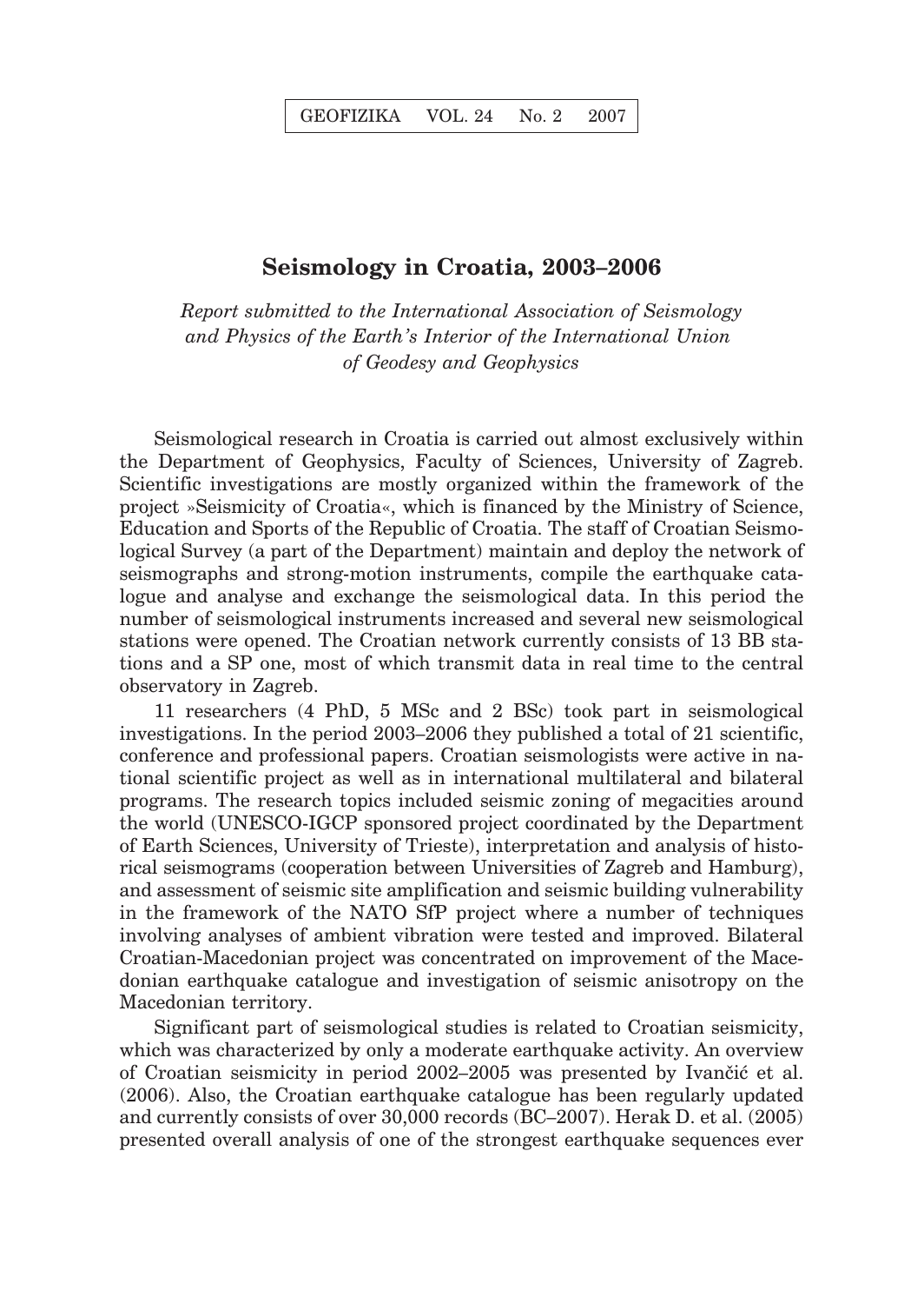# Seismology in Croatia, 2003–2006

*Report submitted to the International Association of Seismology and Physics of the Earth's Interior of the International Union of Geodesy and Geophysics*

Seismological research in Croatia is carried out almost exclusively within the Department of Geophysics, Faculty of Sciences, University of Zagreb. Scientific investigations are mostly organized within the framework of the project »Seismicity of Croatia«, which is financed by the Ministry of Science, Education and Sports of the Republic of Croatia. The staff of Croatian Seismological Survey (a part of the Department) maintain and deploy the network of seismographs and strong-motion instruments, compile the earthquake catalogue and analyse and exchange the seismological data. In this period the number of seismological instruments increased and several new seismological stations were opened. The Croatian network currently consists of 13 BB stations and a SP one, most of which transmit data in real time to the central observatory in Zagreb.

11 researchers (4 PhD, 5 MSc and 2 BSc) took part in seismological investigations. In the period 2003–2006 they published a total of 21 scientific, conference and professional papers. Croatian seismologists were active in national scientific project as well as in international multilateral and bilateral programs. The research topics included seismic zoning of megacities around the world (UNESCO-IGCP sponsored project coordinated by the Department of Earth Sciences, University of Trieste), interpretation and analysis of historical seismograms (cooperation between Universities of Zagreb and Hamburg), and assessment of seismic site amplification and seismic building vulnerability in the framework of the NATO SfP project where a number of techniques involving analyses of ambient vibration were tested and improved. Bilateral Croatian-Macedonian project was concentrated on improvement of the Macedonian earthquake catalogue and investigation of seismic anisotropy on the Macedonian territory.

Significant part of seismological studies is related to Croatian seismicity, which was characterized by only a moderate earthquake activity. An overview of Croatian seismicity in period 2002–2005 was presented by Ivančić et al. (2006). Also, the Croatian earthquake catalogue has been regularly updated and currently consists of over 30,000 records (BC–2007). Herak D. et al. (2005) presented overall analysis of one of the strongest earthquake sequences ever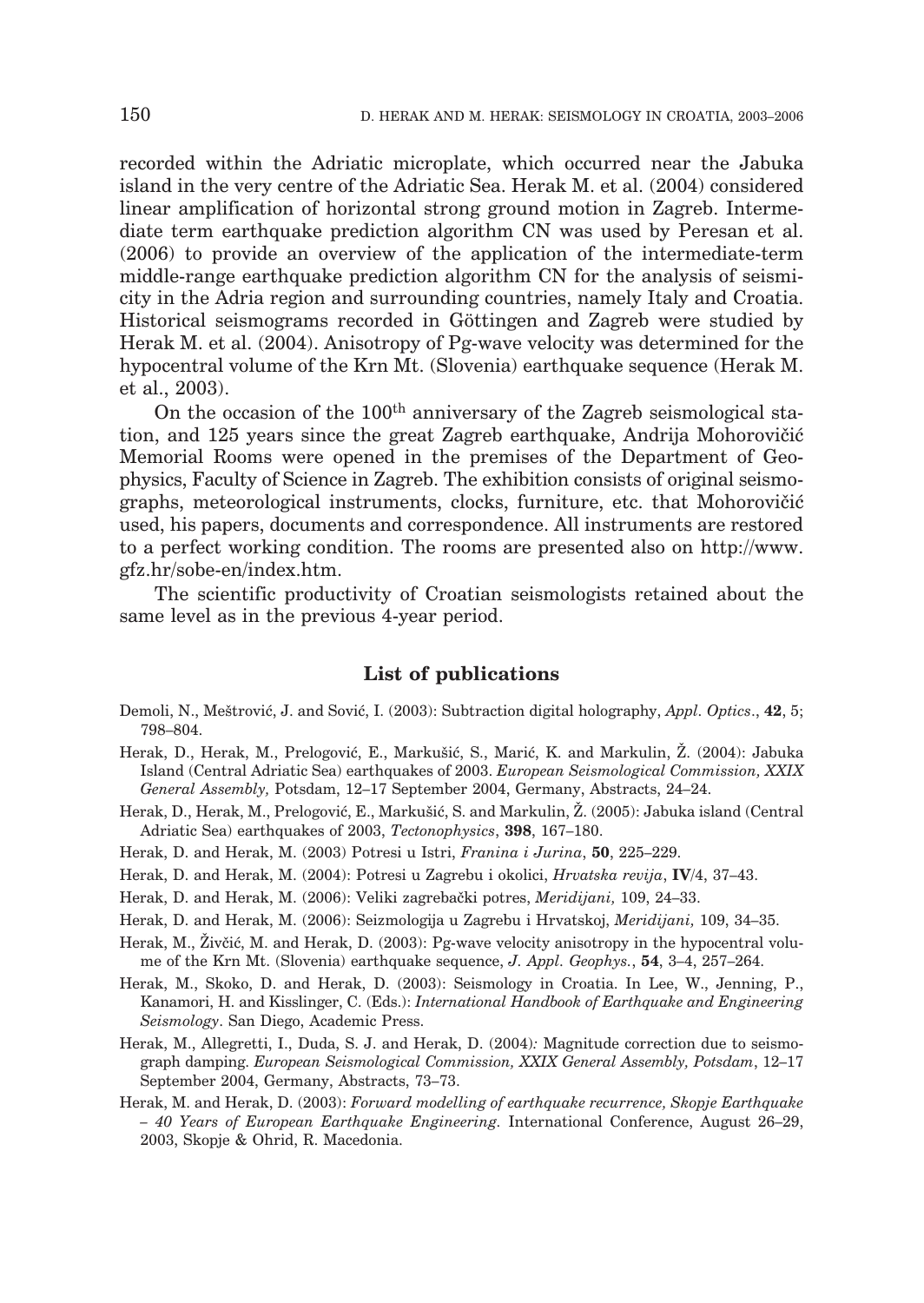recorded within the Adriatic microplate, which occurred near the Jabuka island in the very centre of the Adriatic Sea. Herak M. et al. (2004) considered linear amplification of horizontal strong ground motion in Zagreb. Intermediate term earthquake prediction algorithm CN was used by Peresan et al. (2006) to provide an overview of the application of the intermediate-term middle-range earthquake prediction algorithm CN for the analysis of seismicity in the Adria region and surrounding countries, namely Italy and Croatia. Historical seismograms recorded in Göttingen and Zagreb were studied by Herak M. et al. (2004). Anisotropy of Pg-wave velocity was determined for the hypocentral volume of the Krn Mt. (Slovenia) earthquake sequence (Herak M. et al., 2003).

On the occasion of the 100th anniversary of the Zagreb seismological station, and 125 years since the great Zagreb earthquake, Andrija Mohorovičić Memorial Rooms were opened in the premises of the Department of Geophysics, Faculty of Science in Zagreb. The exhibition consists of original seismographs, meteorological instruments, clocks, furniture, etc. that Mohorovičić used, his papers, documents and correspondence. All instruments are restored to a perfect working condition. The rooms are presented also on http://www.gfz.hr/sobe-en/index.htm.

The scientific productivity of Croatian seismologists retained about the same level as in the previous 4-year period.

## List of publications

Demoli, N., Meštrović, J. and Sović, I. (2003): Subtraction digital holography, *Appl. Optics*., **42**, 5; 798–804.

Herak, D., Herak, M., Prelogović, E., Markušić, S., Marić, K. and Markulin, Ž. (2004): Jabuka Island (Central Adriatic Sea) earthquakes of 2003. *European Seismological Commission, XXIX General Assembly,* Potsdam, 12–17 September 2004, Germany, Abstracts, 24–24.

Herak, D., Herak, M., Prelogović, E., Markušić, S. and Markulin, Ž. (2005): Jabuka island (Central Adriatic Sea) earthquakes of 2003, *Tectonophysics*, **398**, 167–180.

Herak, D. and Herak, M. (2003) Potresi u Istri, *Franina i Jurina*, **50**, 225–229.

Herak, D. and Herak, M. (2004): Potresi u Zagrebu i okolici, *Hrvatska revija*, **IV**/4, 37–43.

Herak, D. and Herak, M. (2006): Veliki zagrebački potres, *Meridijani,* 109, 24–33.

Herak, D. and Herak, M. (2006): Seizmologija u Zagrebu i Hrvatskoj, *Meridijani,* 109, 34–35.

Herak, M., Živčić, M. and Herak, D. (2003): Pg-wave velocity anisotropy in the hypocentral volume of the Krn Mt. (Slovenia) earthquake sequence, *J. Appl. Geophys.*, **54**, 3–4, 257–264.

Herak, M., Skoko, D. and Herak, D. (2003): Seismology in Croatia. In Lee, W., Jenning, P., Kanamori, H. and Kisslinger, C. (Eds.): *International Handbook of Earthquake and Engineering Seismology*. San Diego, Academic Press.

Herak, M., Allegretti, I., Duda, S. J. and Herak, D. (2004)*:* Magnitude correction due to seismograph damping. *European Seismological Commission, XXIX General Assembly, Potsdam*, 12–17 September 2004, Germany, Abstracts, 73–73.

Herak, M. and Herak, D. (2003): *Forward modelling of earthquake recurrence, Skopje Earthquake – 40 Years of European Earthquake Engineering.* International Conference, August 26–29, 2003, Skopje & Ohrid, R. Macedonia.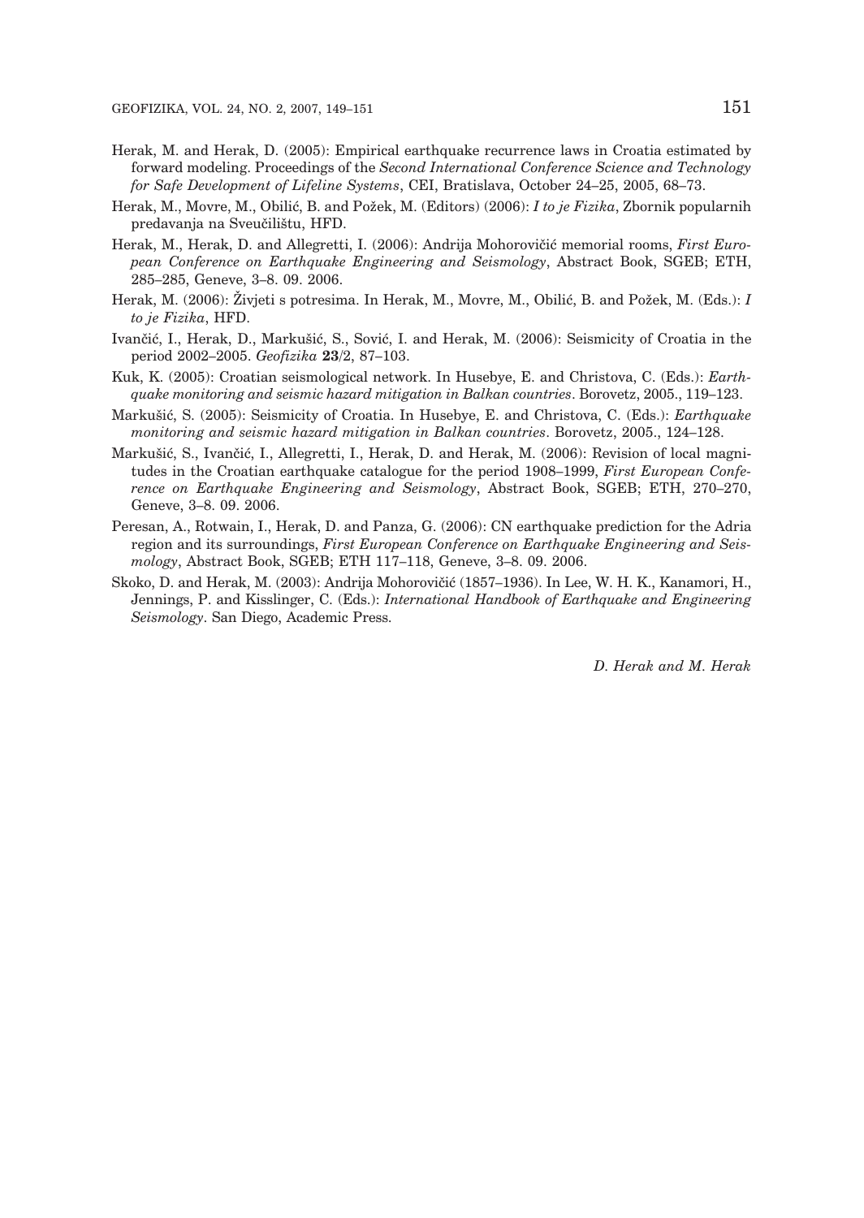Herak, M. and Herak, D. (2005): Empirical earthquake recurrence laws in Croatia estimated by forward modeling. Proceedings of the *Second International Conference Science and Technology for Safe Development of Lifeline Systems*, CEI, Bratislava, October 24–25, 2005, 68–73.

Herak, M., Movre, M., Obilić, B. and Požek, M. (Editors) (2006): *I to je Fizika*, Zbornik popularnih predavanja na Sveučilištu, HFD.

Herak, M., Herak, D. and Allegretti, I. (2006): Andrija Mohorovičić memorial rooms, *First European Conference on Earthquake Engineering and Seismology*, Abstract Book, SGEB; ETH, 285–285, Geneve, 3–8. 09. 2006.

Herak, M. (2006): Živjeti s potresima. In Herak, M., Movre, M., Obilić, B. and Požek, M. (Eds.): *I to je Fizika*, HFD.

Ivančić, I., Herak, D., Markušić, S., Sović, I. and Herak, M. (2006): Seismicity of Croatia in the period 2002–2005. *Geofizika* **23**/2, 87–103.

Kuk, K. (2005): Croatian seismological network. In Husebye, E. and Christova, C. (Eds.): *Earthquake monitoring and seismic hazard mitigation in Balkan countries*. Borovetz, 2005., 119–123.

Markušić, S. (2005): Seismicity of Croatia. In Husebye, E. and Christova, C. (Eds.): *Earthquake monitoring and seismic hazard mitigation in Balkan countries*. Borovetz, 2005., 124–128.

Markušić, S., Ivančić, I., Allegretti, I., Herak, D. and Herak, M. (2006): Revision of local magnitudes in the Croatian earthquake catalogue for the period 1908–1999, *First European Conference on Earthquake Engineering and Seismology*, Abstract Book, SGEB; ETH, 270–270, Geneve, 3–8. 09. 2006.

Peresan, A., Rotwain, I., Herak, D. and Panza, G. (2006): CN earthquake prediction for the Adria region and its surroundings, *First European Conference on Earthquake Engineering and Seismology*, Abstract Book, SGEB; ETH 117–118, Geneve, 3–8. 09. 2006.

Skoko, D. and Herak, M. (2003): Andrija Mohorovičić (1857–1936). In Lee, W. H. K., Kanamori, H., Jennings, P. and Kisslinger, C. (Eds.): *International Handbook of Earthquake and Engineering Seismology*. San Diego, Academic Press.

*D. Herak and M. Herak*